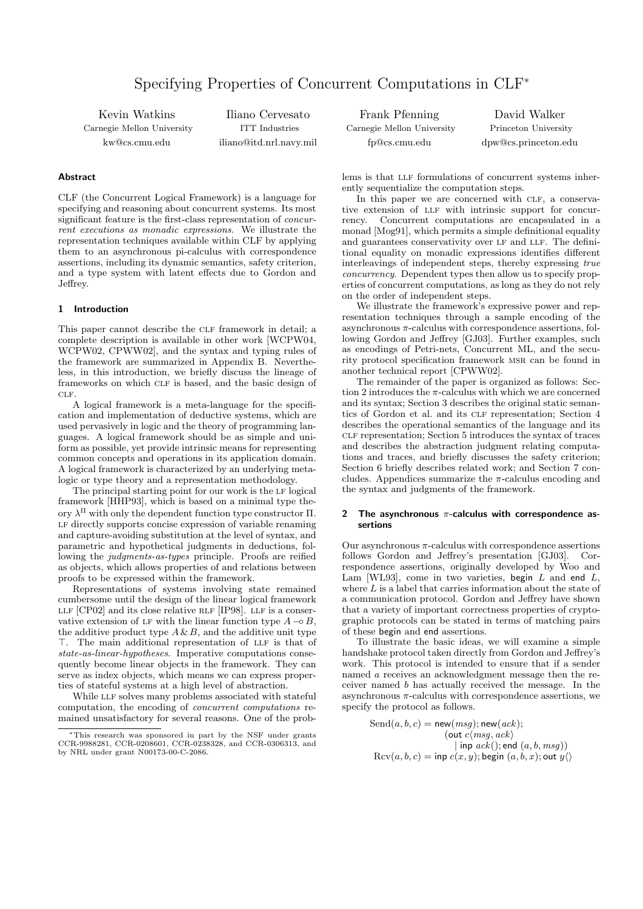# Specifying Properties of Concurrent Computations in CLF*

Kevin Watkins
Carnegie Mellon University
kw@cs.cmu.edu

Iliano Cervesato
ITT Industries
iliano@itd.nrl.navy.mil

Frank Pfenning
Carnegie Mellon University
fp@cs.cmu.edu

David Walker
Princeton University
dpw@cs.princeton.edu

## Abstract

CLF (the Concurrent Logical Framework) is a language for specifying and reasoning about concurrent systems. Its most significant feature is the first-class representation of *concurrent executions as monadic expressions*. We illustrate the representation techniques available within CLF by applying them to an asynchronous pi-calculus with correspondence assertions, including its dynamic semantics, safety criterion, and a type system with latent effects due to Gordon and Jeffrey.

## 1 Introduction

This paper cannot describe the CLF framework in detail; a complete description is available in other work [WCPW04, WCPW02, CPWW02], and the syntax and typing rules of the framework are summarized in Appendix B. Nevertheless, in this introduction, we briefly discuss the lineage of frameworks on which CLF is based, and the basic design of CLF.

A logical framework is a meta-language for the specification and implementation of deductive systems, which are used pervasively in logic and the theory of programming languages. A logical framework should be as simple and uniform as possible, yet provide intrinsic means for representing common concepts and operations in its application domain. A logical framework is characterized by an underlying meta-logic or type theory and a representation methodology.

The principal starting point for our work is the LF logical framework [HHP93], which is based on a minimal type theory $\lambda^\Pi$ with only the dependent function type constructor $\Pi$. LF directly supports concise expression of variable renaming and capture-avoiding substitution at the level of syntax, and parametric and hypothetical judgments in deductions, following the *judgments-as-types* principle. Proofs are reified as objects, which allows properties of and relations between proofs to be expressed within the framework.

Representations of systems involving state remained cumbersome until the design of the linear logical framework LLF [CP02] and its close relative RLF [IP98]. LLF is a conservative extension of LF with the linear function type $A \multimap B$, the additive product type $A \& B$, and the additive unit type $\top$. The main additional representation of LLF is that of *state-as-linear-hypotheses*. Imperative computations consequently become linear objects in the framework. They can serve as index objects, which means we can express properties of stateful systems at a high level of abstraction.

While LLF solves many problems associated with stateful computation, the encoding of *concurrent computations* remained unsatisfactory for several reasons. One of the problems is that LLF formulations of concurrent systems inherently sequentialize the computation steps.

In this paper we are concerned with CLF, a conservative extension of LLF with intrinsic support for concurrency. Concurrent computations are encapsulated in a monad [Mog91], which permits a simple definitional equality and guarantees conservativity over LF and LLF. The definitional equality on monadic expressions identifies different interleavings of independent steps, thereby expressing *true concurrency*. Dependent types then allow us to specify properties of concurrent computations, as long as they do not rely on the order of independent steps.

We illustrate the framework's expressive power and representation techniques through a sample encoding of the asynchronous $\pi$-calculus with correspondence assertions, following Gordon and Jeffrey [GJ03]. Further examples, such as encodings of Petri-nets, Concurrent ML, and the security protocol specification framework MSR can be found in another technical report [CPWW02].

The remainder of the paper is organized as follows: Section 2 introduces the $\pi$-calculus with which we are concerned and its syntax; Section 3 describes the original static semantics of Gordon et al. and its CLF representation; Section 4 describes the operational semantics of the language and its CLF representation; Section 5 introduces the syntax of traces and describes the abstraction judgment relating computations and traces, and briefly discusses the safety criterion; Section 6 briefly describes related work; and Section 7 concludes. Appendices summarize the $\pi$-calculus encoding and the syntax and judgments of the framework.

## 2 The asynchronous $\pi$-calculus with correspondence assertions

Our asynchronous $\pi$-calculus with correspondence assertions follows Gordon and Jeffrey's presentation [GJ03]. Correspondence assertions, originally developed by Woo and Lam [WL93], come in two varieties, begin $L$ and end $L$, where $L$ is a label that carries information about the state of a communication protocol. Gordon and Jeffrey have shown that a variety of important correctness properties of cryptographic protocols can be stated in terms of matching pairs of these begin and end assertions.

To illustrate the basic ideas, we will examine a simple handshake protocol taken directly from Gordon and Jeffrey's work. This protocol is intended to ensure that if a sender named $a$ receives an acknowledgment message then the receiver named $b$ has actually received the message. In the asynchronous $\pi$-calculus with correspondence assertions, we specify the protocol as follows.

$$
\begin{aligned}
\mathrm{Send}(a,b,c) = {} & \mathsf{new}(msg); \mathsf{new}(ack); \\
& (\mathsf{out}\ c\langle msg, ack\rangle \\
& \quad \mid \mathsf{inp}\ ack(); \mathsf{end}\ (a,b,msg)) \\
\mathrm{Rcv}(a,b,c) = {} & \mathsf{inp}\ c(x,y); \mathsf{begin}\ (a,b,x); \mathsf{out}\ y\langle\rangle
\end{aligned}
$$

---

*This research was sponsored in part by the NSF under grants CCR-9988281, CCR-0208601, CCR-0238328, and CCR-0306313, and by NRL under grant N00173-00-C-2086.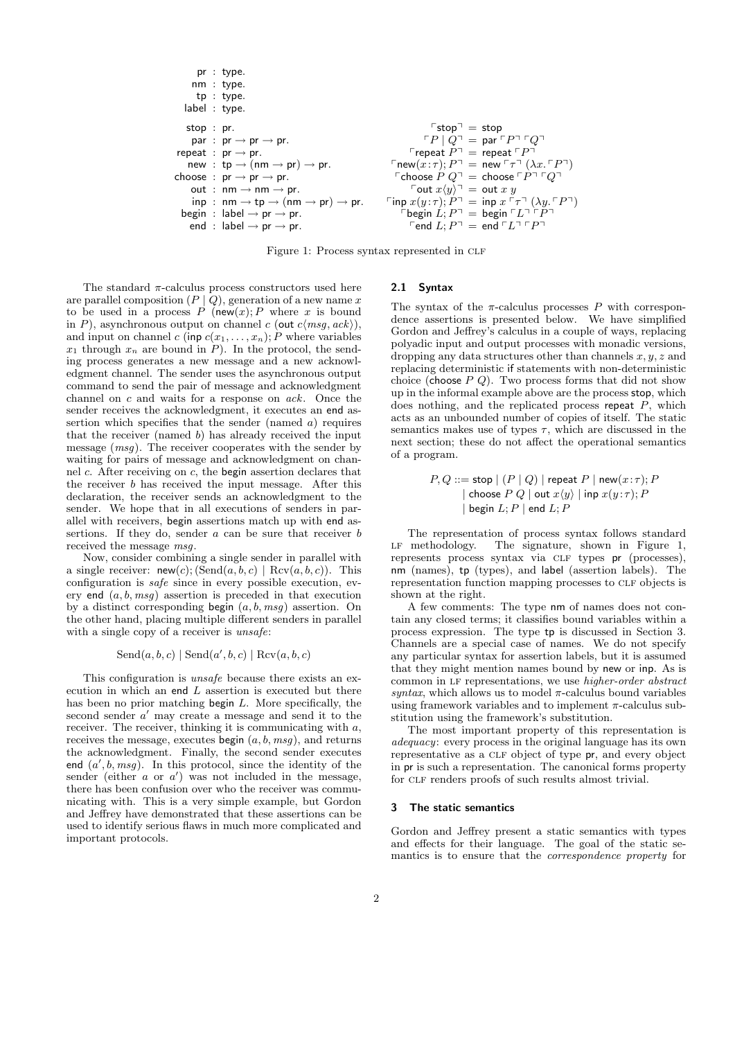$$
\begin{array}{rcl}
\mathsf{pr} & : & \mathsf{type}. \\
\mathsf{nm} & : & \mathsf{type}. \\
\mathsf{tp} & : & \mathsf{type}. \\
\mathsf{label} & : & \mathsf{type}. \\
\\
\mathsf{stop} & : & \mathsf{pr}. \\
\mathsf{par} & : & \mathsf{pr} \to \mathsf{pr} \to \mathsf{pr}. \\
\mathsf{repeat} & : & \mathsf{pr} \to \mathsf{pr}. \\
\mathsf{new} & : & \mathsf{tp} \to (\mathsf{nm} \to \mathsf{pr}) \to \mathsf{pr}. \\
\mathsf{choose} & : & \mathsf{pr} \to \mathsf{pr} \to \mathsf{pr}. \\
\mathsf{out} & : & \mathsf{nm} \to \mathsf{nm} \to \mathsf{pr}. \\
\mathsf{inp} & : & \mathsf{nm} \to \mathsf{tp} \to (\mathsf{nm} \to \mathsf{pr}) \to \mathsf{pr}. \\
\mathsf{begin} & : & \mathsf{label} \to \mathsf{pr} \to \mathsf{pr}. \\
\mathsf{end} & : & \mathsf{label} \to \mathsf{pr} \to \mathsf{pr}.
\end{array}
\qquad
\begin{array}{rcl}
\ulcorner \mathsf{stop} \urcorner & = & \mathsf{stop} \\
\ulcorner P \mid Q \urcorner & = & \mathsf{par}\ \ulcorner P \urcorner\ \ulcorner Q \urcorner \\
\ulcorner \mathsf{repeat}\ P \urcorner & = & \mathsf{repeat}\ \ulcorner P \urcorner \\
\ulcorner \mathsf{new}(x{:}\tau); P \urcorner & = & \mathsf{new}\ \ulcorner \tau \urcorner\ (\lambda x. \ulcorner P \urcorner) \\
\ulcorner \mathsf{choose}\ P\ Q \urcorner & = & \mathsf{choose}\ \ulcorner P \urcorner\ \ulcorner Q \urcorner \\
\ulcorner \mathsf{out}\ x\langle y \rangle \urcorner & = & \mathsf{out}\ x\ y \\
\ulcorner \mathsf{inp}\ x(y{:}\tau); P \urcorner & = & \mathsf{inp}\ x\ \ulcorner \tau \urcorner\ (\lambda y. \ulcorner P \urcorner) \\
\ulcorner \mathsf{begin}\ L; P \urcorner & = & \mathsf{begin}\ \ulcorner L \urcorner\ \ulcorner P \urcorner \\
\ulcorner \mathsf{end}\ L; P \urcorner & = & \mathsf{end}\ \ulcorner L \urcorner\ \ulcorner P \urcorner
\end{array}
$$

Figure 1: Process syntax represented in CLF

The standard $\pi$-calculus process constructors used here are parallel composition ($P \mid Q$), generation of a new name $x$ to be used in a process $P$ ($\mathsf{new}(x); P$ where $x$ is bound in $P$), asynchronous output on channel $c$ ($\mathsf{out}\ c\langle msg, ack\rangle$), and input on channel $c$ ($\mathsf{inp}\ c(x_1, \ldots, x_n); P$ where variables $x_1$ through $x_n$ are bound in $P$). In the protocol, the sending process generates a new message and a new acknowledgment channel. The sender uses the asynchronous output command to send the pair of message and acknowledgment channel on $c$ and waits for a response on $ack$. Once the sender receives the acknowledgment, it executes an end assertion which specifies that the sender (named $a$) requires that the receiver (named $b$) has already received the input message ($msg$). The receiver cooperates with the sender by waiting for pairs of message and acknowledgment on channel $c$. After receiving on $c$, the begin assertion declares that the receiver $b$ has received the input message. After this declaration, the receiver sends an acknowledgment to the sender. We hope that in all executions of senders in parallel with receivers, begin assertions match up with end assertions. If they do, sender $a$ can be sure that receiver $b$ received the message $msg$.

Now, consider combining a single sender in parallel with a single receiver: $\mathsf{new}(c); (\mathrm{Send}(a, b, c) \mid \mathrm{Rcv}(a, b, c))$. This configuration is *safe* since in every possible execution, every $\mathsf{end}\ (a, b, msg)$ assertion is preceded in that execution by a distinct corresponding $\mathsf{begin}\ (a, b, msg)$ assertion. On the other hand, placing multiple different senders in parallel with a single copy of a receiver is *unsafe*:

$$\mathrm{Send}(a, b, c) \mid \mathrm{Send}(a', b, c) \mid \mathrm{Rcv}(a, b, c)$$

This configuration is *unsafe* because there exists an execution in which an $\mathsf{end}\ L$ assertion is executed but there has been no prior matching $\mathsf{begin}\ L$. More specifically, the second sender $a'$ may create a message and send it to the receiver. The receiver, thinking it is communicating with $a$, receives the message, executes $\mathsf{begin}\ (a, b, msg)$, and returns the acknowledgment. Finally, the second sender executes $\mathsf{end}\ (a', b, msg)$. In this protocol, since the identity of the sender (either $a$ or $a'$) was not included in the message, there has been confusion over who the receiver was communicating with. This is a very simple example, but Gordon and Jeffrey have demonstrated that these assertions can be used to identify serious flaws in much more complicated and important protocols.

### 2.1 Syntax

The syntax of the $\pi$-calculus processes $P$ with correspondence assertions is presented below. We have simplified Gordon and Jeffrey's calculus in a couple of ways, replacing polyadic input and output processes with monadic versions, dropping any data structures other than channels $x, y, z$ and replacing deterministic if statements with non-deterministic choice ($\mathsf{choose}\ P\ Q$). Two process forms that did not show up in the informal example above are the process stop, which does nothing, and the replicated process $\mathsf{repeat}\ P$, which acts as an unbounded number of copies of itself. The static semantics makes use of types $\tau$, which are discussed in the next section; these do not affect the operational semantics of a program.

$$
\begin{array}{rl}
P, Q ::= & \mathsf{stop} \mid (P \mid Q) \mid \mathsf{repeat}\ P \mid \mathsf{new}(x{:}\tau); P \\
\mid & \mathsf{choose}\ P\ Q \mid \mathsf{out}\ x\langle y \rangle \mid \mathsf{inp}\ x(y{:}\tau); P \\
\mid & \mathsf{begin}\ L; P \mid \mathsf{end}\ L; P
\end{array}
$$

The representation of process syntax follows standard LF methodology. The signature, shown in Figure 1, represents process syntax via CLF types pr (processes), nm (names), tp (types), and label (assertion labels). The representation function mapping processes to CLF objects is shown at the right.

A few comments: The type nm of names does not contain any closed terms; it classifies bound variables within a process expression. The type tp is discussed in Section 3. Channels are a special case of names. We do not specify any particular syntax for assertion labels, but it is assumed that they might mention names bound by new or inp. As is common in LF representations, we use *higher-order abstract syntax*, which allows us to model $\pi$-calculus bound variables using framework variables and to implement $\pi$-calculus substitution using the framework's substitution.

The most important property of this representation is *adequacy*: every process in the original language has its own representative as a CLF object of type pr, and every object in pr is such a representation. The canonical forms property for CLF renders proofs of such results almost trivial.

## 3 The static semantics

Gordon and Jeffrey present a static semantics with types and effects for their language. The goal of the static semantics is to ensure that the *correspondence property* for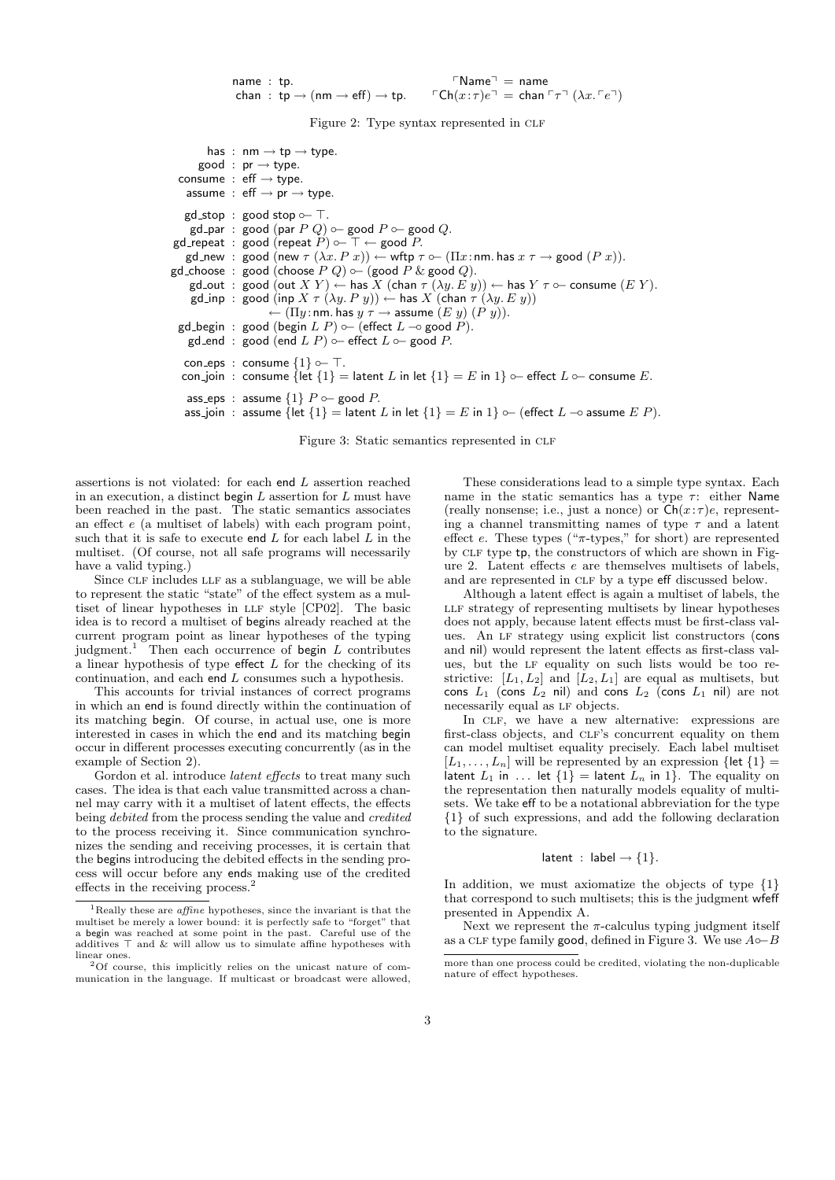$$
\begin{array}{ll}
\mathsf{name} : \mathsf{tp}. & \ulcorner\mathsf{Name}\urcorner = \mathsf{name} \\
\mathsf{chan} : \mathsf{tp} \to (\mathsf{nm} \to \mathsf{eff}) \to \mathsf{tp}. & \ulcorner\mathsf{Ch}(x{:}\tau)e\urcorner = \mathsf{chan}\ \ulcorner\tau\urcorner\ (\lambda x.\ulcorner e\urcorner)
\end{array}
$$

Figure 2: Type syntax represented in CLF

$$
\begin{array}{rl}
\mathsf{has} : & \mathsf{nm} \to \mathsf{tp} \to \mathsf{type}. \\
\mathsf{good} : & \mathsf{pr} \to \mathsf{type}. \\
\mathsf{consume} : & \mathsf{eff} \to \mathsf{type}. \\
\mathsf{assume} : & \mathsf{eff} \to \mathsf{pr} \to \mathsf{type}. \\
\\
\mathsf{gd\_stop} : & \mathsf{good}\ \mathsf{stop} \multimapinv \top. \\
\mathsf{gd\_par} : & \mathsf{good}\ (\mathsf{par}\ P\ Q) \multimapinv \mathsf{good}\ P \multimapinv \mathsf{good}\ Q. \\
\mathsf{gd\_repeat} : & \mathsf{good}\ (\mathsf{repeat}\ P) \multimapinv \top \leftarrow \mathsf{good}\ P. \\
\mathsf{gd\_new} : & \mathsf{good}\ (\mathsf{new}\ \tau\ (\lambda x.\, P\ x)) \leftarrow \mathsf{wftp}\ \tau \multimapinv (\Pi x{:}\mathsf{nm}.\, \mathsf{has}\ x\ \tau \to \mathsf{good}\ (P\ x)). \\
\mathsf{gd\_choose} : & \mathsf{good}\ (\mathsf{choose}\ P\ Q) \multimapinv (\mathsf{good}\ P\ \&\ \mathsf{good}\ Q). \\
\mathsf{gd\_out} : & \mathsf{good}\ (\mathsf{out}\ X\ Y) \leftarrow \mathsf{has}\ X\ (\mathsf{chan}\ \tau\ (\lambda y.\, E\ y)) \leftarrow \mathsf{has}\ Y\ \tau \multimapinv \mathsf{consume}\ (E\ Y). \\
\mathsf{gd\_inp} : & \mathsf{good}\ (\mathsf{inp}\ X\ \tau\ (\lambda y.\, P\ y)) \leftarrow \mathsf{has}\ X\ (\mathsf{chan}\ \tau\ (\lambda y.\, E\ y)) \\
& \quad \leftarrow (\Pi y{:}\mathsf{nm}.\, \mathsf{has}\ y\ \tau \to \mathsf{assume}\ (E\ y)\ (P\ y)). \\
\mathsf{gd\_begin} : & \mathsf{good}\ (\mathsf{begin}\ L\ P) \multimapinv (\mathsf{effect}\ L \multimap \mathsf{good}\ P). \\
\mathsf{gd\_end} : & \mathsf{good}\ (\mathsf{end}\ L\ P) \multimapinv \mathsf{effect}\ L \multimapinv \mathsf{good}\ P. \\
\\
\mathsf{con\_eps} : & \mathsf{consume}\ \{1\} \multimapinv \top. \\
\mathsf{con\_join} : & \mathsf{consume}\ \{\mathsf{let}\ \{1\} = \mathsf{latent}\ L\ \mathsf{in}\ \mathsf{let}\ \{1\} = E\ \mathsf{in}\ 1\} \multimapinv \mathsf{effect}\ L \multimapinv \mathsf{consume}\ E. \\
\\
\mathsf{ass\_eps} : & \mathsf{assume}\ \{1\}\ P \multimapinv \mathsf{good}\ P. \\
\mathsf{ass\_join} : & \mathsf{assume}\ \{\mathsf{let}\ \{1\} = \mathsf{latent}\ L\ \mathsf{in}\ \mathsf{let}\ \{1\} = E\ \mathsf{in}\ 1\} \multimapinv (\mathsf{effect}\ L \multimap \mathsf{assume}\ E\ P).
\end{array}
$$

Figure 3: Static semantics represented in CLF

assertions is not violated: for each end $L$ assertion reached in an execution, a distinct begin $L$ assertion for $L$ must have been reached in the past. The static semantics associates an effect $e$ (a multiset of labels) with each program point, such that it is safe to execute end $L$ for each label $L$ in the multiset. (Of course, not all safe programs will necessarily have a valid typing.)

Since CLF includes LLF as a sublanguage, we will be able to represent the static "state" of the effect system as a multiset of linear hypotheses in LLF style [CP02]. The basic idea is to record a multiset of begins already reached at the current program point as linear hypotheses of the typing judgment.[1] Then each occurrence of begin $L$ contributes a linear hypothesis of type effect $L$ for the checking of its continuation, and each end $L$ consumes such a hypothesis.

This accounts for trivial instances of correct programs in which an end is found directly within the continuation of its matching begin. Of course, in actual use, one is more interested in cases in which the end and its matching begin occur in different processes executing concurrently (as in the example of Section 2).

Gordon et al. introduce *latent effects* to treat many such cases. The idea is that each value transmitted across a channel may carry with it a multiset of latent effects, the effects being *debited* from the process sending the value and *credited* to the process receiving it. Since communication synchronizes the sending and receiving processes, it is certain that the begins introducing the debited effects in the sending process will occur before any ends making use of the credited effects in the receiving process.[2]

[1] Really these are *affine* hypotheses, since the invariant is that the multiset be merely a lower bound: it is perfectly safe to "forget" that a begin was reached at some point in the past. Careful use of the additives $\top$ and & will allow us to simulate affine hypotheses with linear ones.

[2] Of course, this implicitly relies on the unicast nature of communication in the language. If multicast or broadcast were allowed, more than one process could be credited, violating the non-duplicable nature of effect hypotheses.

These considerations lead to a simple type syntax. Each name in the static semantics has a type $\tau$: either Name (really nonsense; i.e., just a nonce) or $\mathsf{Ch}(x{:}\tau)e$, representing a channel transmitting names of type $\tau$ and a latent effect $e$. These types ("$\pi$-types," for short) are represented by CLF type tp, the constructors of which are shown in Figure 2. Latent effects $e$ are themselves multisets of labels, and are represented in CLF by a type eff discussed below.

Although a latent effect is again a multiset of labels, the LLF strategy of representing multisets by linear hypotheses does not apply, because latent effects must be first-class values. An LF strategy using explicit list constructors (cons and nil) would represent the latent effects as first-class values, but the LF equality on such lists would be too restrictive: $[L_1, L_2]$ and $[L_2, L_1]$ are equal as multisets, but cons $L_1$ (cons $L_2$ nil) and cons $L_2$ (cons $L_1$ nil) are not necessarily equal as LF objects.

In CLF, we have a new alternative: expressions are first-class objects, and CLF's concurrent equality on them can model multiset equality precisely. Each label multiset $[L_1, \ldots, L_n]$ will be represented by an expression $\{\mathsf{let}\ \{1\} = \mathsf{latent}\ L_1\ \mathsf{in}\ \ldots\ \mathsf{let}\ \{1\} = \mathsf{latent}\ L_n\ \mathsf{in}\ 1\}$. The equality on the representation then naturally models equality of multisets. We take eff to be a notational abbreviation for the type $\{1\}$ of such expressions, and add the following declaration to the signature.

$$\mathsf{latent} : \mathsf{label} \to \{1\}.$$

In addition, we must axiomatize the objects of type $\{1\}$ that correspond to such multisets; this is the judgment wfeff presented in Appendix A.

Next we represent the $\pi$-calculus typing judgment itself as a CLF type family good, defined in Figure 3. We use $A \multimapinv B$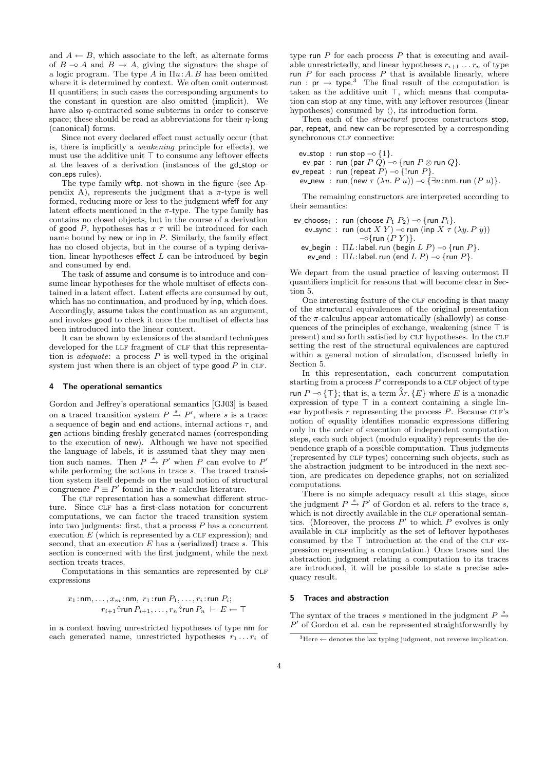and $A \leftarrow B$, which associate to the left, as alternate forms of $B \multimap A$ and $B \rightarrow A$, giving the signature the shape of a logic program. The type $A$ in $\Pi u\!:\!A.\,B$ has been omitted where it is determined by context. We often omit outermost $\Pi$ quantifiers; in such cases the corresponding arguments to the constant in question are also omitted (implicit). We have also $\eta$-contracted some subterms in order to conserve space; these should be read as abbreviations for their $\eta$-long (canonical) forms.

Since not every declared effect must actually occur (that is, there is implicitly a *weakening* principle for effects), we must use the additive unit $\top$ to consume any leftover effects at the leaves of a derivation (instances of the gd_stop or con_eps rules).

The type family wftp, not shown in the figure (see Appendix A), represents the judgment that a $\pi$-type is well formed, reducing more or less to the judgment wfeff for any latent effects mentioned in the $\pi$-type. The type family has contains no closed objects, but in the course of a derivation of good $P$, hypotheses has $x\ \tau$ will be introduced for each name bound by new or inp in $P$. Similarly, the family effect has no closed objects, but in the course of a typing derivation, linear hypotheses effect $L$ can be introduced by begin and consumed by end.

The task of assume and consume is to introduce and consume linear hypotheses for the whole multiset of effects contained in a latent effect. Latent effects are consumed by out, which has no continuation, and produced by inp, which does. Accordingly, assume takes the continuation as an argument, and invokes good to check it once the multiset of effects has been introduced into the linear context.

It can be shown by extensions of the standard techniques developed for the LLF fragment of CLF that this representation is *adequate*: a process $P$ is well-typed in the original system just when there is an object of type good $P$ in CLF.

## 4 The operational semantics

Gordon and Jeffrey's operational semantics [GJ03] is based on a traced transition system $P \xrightarrow{s} P'$, where $s$ is a trace: a sequence of begin and end actions, internal actions $\tau$, and gen actions binding freshly generated names (corresponding to the execution of new). Although we have not specified the language of labels, it is assumed that they may mention such names. Then $P \xrightarrow{s} P'$ when $P$ can evolve to $P'$ while performing the actions in trace $s$. The traced transition system itself depends on the usual notion of structural congruence $P \equiv P'$ found in the $\pi$-calculus literature.

The CLF representation has a somewhat different structure. Since CLF has a first-class notation for concurrent computations, we can factor the traced transition system into two judgments: first, that a process $P$ has a concurrent execution $E$ (which is represented by a CLF expression); and second, that an execution $E$ has a (serialized) trace $s$. This section is concerned with the first judgment, while the next section treats traces.

Computations in this semantics are represented by CLF expressions

$$x_1\!:\!\mathsf{nm}, \ldots, x_m\!:\!\mathsf{nm},\ r_1\!:\!\mathsf{run}\ P_1, \ldots, r_i\!:\!\mathsf{run}\ P_i;\\ r_{i+1}\hat{:}\mathsf{run}\ P_{i+1}, \ldots, r_n\hat{:}\mathsf{run}\ P_n\ \vdash\ E \leftarrow \top$$

in a context having unrestricted hypotheses of type nm for each generated name, unrestricted hypotheses $r_1 \ldots r_i$ of type run $P$ for each process $P$ that is executing and available unrestrictedly, and linear hypotheses $r_{i+1} \ldots r_n$ of type run $P$ for each process $P$ that is available linearly, where run : pr $\rightarrow$ type.[3] The final result of the computation is taken as the additive unit $\top$, which means that computation can stop at any time, with any leftover resources (linear hypotheses) consumed by $\langle\rangle$, its introduction form.

Then each of the *structural* process constructors stop, par, repeat, and new can be represented by a corresponding synchronous CLF connective:

$$\begin{aligned}
\mathsf{ev\_stop} &: \mathsf{run\ stop} \multimap \{1\}.\\
\mathsf{ev\_par} &: \mathsf{run\ (par}\ P\ Q) \multimap \{\mathsf{run}\ P \otimes \mathsf{run}\ Q\}.\\
\mathsf{ev\_repeat} &: \mathsf{run\ (repeat}\ P) \multimap \{!\mathsf{run}\ P\}.\\
\mathsf{ev\_new} &: \mathsf{run\ (new}\ \tau\ (\lambda u.\, P\ u)) \multimap \{\exists u\!:\!\mathsf{nm}.\, \mathsf{run}\ (P\ u)\}.
\end{aligned}$$

The remaining constructors are interpreted according to their semantics:

$$\begin{aligned}
\mathsf{ev\_choose}_i &: \mathsf{run\ (choose}\ P_1\ P_2) \multimap \{\mathsf{run}\ P_i\}.\\
\mathsf{ev\_sync} &: \mathsf{run\ (out}\ X\ Y) \multimap \mathsf{run\ (inp}\ X\ \tau\ (\lambda y.\, P\ y))\\
&\quad \multimap \{\mathsf{run}\ (P\ Y)\}.\\
\mathsf{ev\_begin} &: \Pi L\!:\!\mathsf{label}.\, \mathsf{run\ (begin}\ L\ P) \multimap \{\mathsf{run}\ P\}.\\
\mathsf{ev\_end} &: \Pi L\!:\!\mathsf{label}.\, \mathsf{run\ (end}\ L\ P) \multimap \{\mathsf{run}\ P\}.
\end{aligned}$$

We depart from the usual practice of leaving outermost $\Pi$ quantifiers implicit for reasons that will become clear in Section 5.

One interesting feature of the CLF encoding is that many of the structural equivalences of the original presentation of the $\pi$-calculus appear automatically (shallowly) as consequences of the principles of exchange, weakening (since $\top$ is present) and so forth satisfied by CLF hypotheses. In the CLF setting the rest of the structural equivalences are captured within a general notion of simulation, discussed briefly in Section 5.

In this representation, each concurrent computation starting from a process $P$ corresponds to a CLF object of type run $P \multimap \{\top\}$; that is, a term $\hat{\lambda} r.\, \{E\}$ where $E$ is a monadic expression of type $\top$ in a context containing a single linear hypothesis $r$ representing the process $P$. Because CLF's notion of equality identifies monadic expressions differing only in the order of execution of independent computation steps, each such object (modulo equality) represents the dependence graph of a possible computation. Thus judgments (represented by CLF types) concerning such objects, such as the abstraction judgment to be introduced in the next section, are predicates on depedence graphs, not on serialized computations.

There is no simple adequacy result at this stage, since the judgment $P \xrightarrow{s} P'$ of Gordon et al. refers to the trace $s$, which is not directly available in the CLF operational semantics. (Moreover, the process $P'$ to which $P$ evolves is only available in CLF implicitly as the set of leftover hypotheses consumed by the $\top$ introduction at the end of the CLF expression representing a computation.) Once traces and the abstraction judgment relating a computation to its traces are introduced, it will be possible to state a precise adequacy result.

## 5 Traces and abstraction

The syntax of the traces $s$ mentioned in the judgment $P \xrightarrow{s} P'$ of Gordon et al. can be represented straightforwardly by

[3] Here $\leftarrow$ denotes the lax typing judgment, not reverse implication.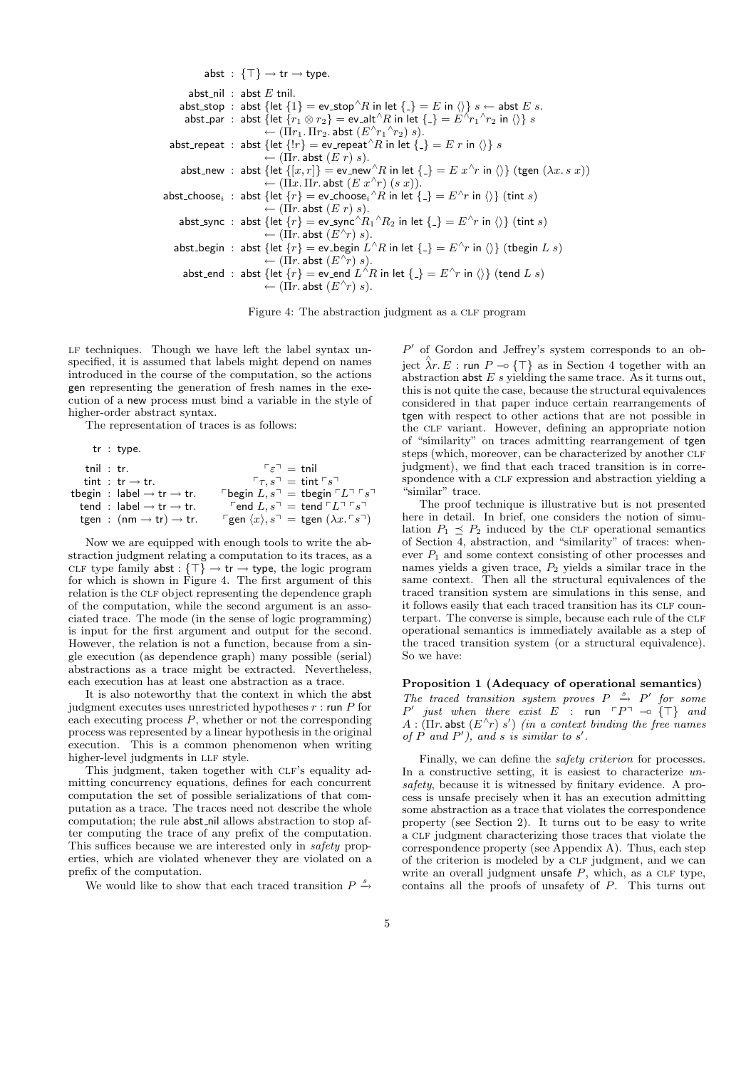$$
\begin{array}{rl}
\mathsf{abst} & : \{\top\} \to \mathsf{tr} \to \mathsf{type}. \\[4pt]
\mathsf{abst\_nil} & : \mathsf{abst}\ E\ \mathsf{tnil}. \\
\mathsf{abst\_stop} & : \mathsf{abst}\ \{\mathsf{let}\ \{1\} = \mathsf{ev\_stop}{}^\wedge R\ \mathsf{in}\ \mathsf{let}\ \{\_\} = E\ \mathsf{in}\ \langle\rangle\}\ s \leftarrow \mathsf{abst}\ E\ s. \\
\mathsf{abst\_par} & : \mathsf{abst}\ \{\mathsf{let}\ \{r_1 \otimes r_2\} = \mathsf{ev\_alt}{}^\wedge R\ \mathsf{in}\ \mathsf{let}\ \{\_\} = E{}^\wedge r_1{}^\wedge r_2\ \mathsf{in}\ \langle\rangle\}\ s \\
& \quad \leftarrow (\Pi r_1.\, \Pi r_2.\, \mathsf{abst}\ (E{}^\wedge r_1{}^\wedge r_2)\ s). \\
\mathsf{abst\_repeat} & : \mathsf{abst}\ \{\mathsf{let}\ \{!r\} = \mathsf{ev\_repeat}{}^\wedge R\ \mathsf{in}\ \mathsf{let}\ \{\_\} = E\ r\ \mathsf{in}\ \langle\rangle\}\ s \\
& \quad \leftarrow (\Pi r.\, \mathsf{abst}\ (E\ r)\ s). \\
\mathsf{abst\_new} & : \mathsf{abst}\ \{\mathsf{let}\ \{[x, r]\} = \mathsf{ev\_new}{}^\wedge R\ \mathsf{in}\ \mathsf{let}\ \{\_\} = E\ x{}^\wedge r\ \mathsf{in}\ \langle\rangle\}\ (\mathsf{tgen}\ (\lambda x.\, s\ x)) \\
& \quad \leftarrow (\Pi x.\, \Pi r.\, \mathsf{abst}\ (E\ x{}^\wedge r)\ (s\ x)). \\
\mathsf{abst\_choose}_i & : \mathsf{abst}\ \{\mathsf{let}\ \{r\} = \mathsf{ev\_choose}_i{}^\wedge R\ \mathsf{in}\ \mathsf{let}\ \{\_\} = E{}^\wedge r\ \mathsf{in}\ \langle\rangle\}\ (\mathsf{tint}\ s) \\
& \quad \leftarrow (\Pi r.\, \mathsf{abst}\ (E\ r)\ s). \\
\mathsf{abst\_sync} & : \mathsf{abst}\ \{\mathsf{let}\ \{r\} = \mathsf{ev\_sync}{}^\wedge R_1{}^\wedge R_2\ \mathsf{in}\ \mathsf{let}\ \{\_\} = E{}^\wedge r\ \mathsf{in}\ \langle\rangle\}\ (\mathsf{tint}\ s) \\
& \quad \leftarrow (\Pi r.\, \mathsf{abst}\ (E{}^\wedge r)\ s). \\
\mathsf{abst\_begin} & : \mathsf{abst}\ \{\mathsf{let}\ \{r\} = \mathsf{ev\_begin}\ L{}^\wedge R\ \mathsf{in}\ \mathsf{let}\ \{\_\} = E{}^\wedge r\ \mathsf{in}\ \langle\rangle\}\ (\mathsf{tbegin}\ L\ s) \\
& \quad \leftarrow (\Pi r.\, \mathsf{abst}\ (E{}^\wedge r)\ s). \\
\mathsf{abst\_end} & : \mathsf{abst}\ \{\mathsf{let}\ \{r\} = \mathsf{ev\_end}\ L{}^\wedge R\ \mathsf{in}\ \mathsf{let}\ \{\_\} = E{}^\wedge r\ \mathsf{in}\ \langle\rangle\}\ (\mathsf{tend}\ L\ s) \\
& \quad \leftarrow (\Pi r.\, \mathsf{abst}\ (E{}^\wedge r)\ s).
\end{array}
$$

Figure 4: The abstraction judgment as a CLF program

LF techniques. Though we have left the label syntax unspecified, it is assumed that labels might depend on names introduced in the course of the computation, so the actions gen representing the generation of fresh names in the execution of a new process must bind a variable in the style of higher-order abstract syntax.

The representation of traces is as follows:

$$
\begin{array}{rlrl}
\mathsf{tr} & : \mathsf{type}. & & \\[4pt]
\mathsf{tnil} & : \mathsf{tr}. & \ulcorner \varepsilon \urcorner & = \mathsf{tnil} \\
\mathsf{tint} & : \mathsf{tr} \to \mathsf{tr}. & \ulcorner \tau, s \urcorner & = \mathsf{tint}\ \ulcorner s \urcorner \\
\mathsf{tbegin} & : \mathsf{label} \to \mathsf{tr} \to \mathsf{tr}. & \ulcorner \mathsf{begin}\ L, s \urcorner & = \mathsf{tbegin}\ \ulcorner L \urcorner\ \ulcorner s \urcorner \\
\mathsf{tend} & : \mathsf{label} \to \mathsf{tr} \to \mathsf{tr}. & \ulcorner \mathsf{end}\ L, s \urcorner & = \mathsf{tend}\ \ulcorner L \urcorner\ \ulcorner s \urcorner \\
\mathsf{tgen} & : (\mathsf{nm} \to \mathsf{tr}) \to \mathsf{tr}. & \ulcorner \mathsf{gen}\ \langle x \rangle, s \urcorner & = \mathsf{tgen}\ (\lambda x.\ulcorner s \urcorner)
\end{array}
$$

Now we are equipped with enough tools to write the abstraction judgment relating a computation to its traces, as a CLF type family $\mathsf{abst} : \{\top\} \to \mathsf{tr} \to \mathsf{type}$, the logic program for which is shown in Figure 4. The first argument of this relation is the CLF object representing the dependence graph of the computation, while the second argument is an associated trace. The mode (in the sense of logic programming) is input for the first argument and output for the second. However, the relation is not a function, because from a single execution (as dependence graph) many possible (serial) abstractions as a trace might be extracted. Nevertheless, each execution has at least one abstraction as a trace.

It is also noteworthy that the context in which the abst judgment executes uses unrestricted hypotheses $r : \mathsf{run}\ P$ for each executing process $P$, whether or not the corresponding process was represented by a linear hypothesis in the original execution. This is a common phenomenon when writing higher-level judgments in LLF style.

This judgment, taken together with CLF's equality admitting concurrency equations, defines for each concurrent computation the set of possible serializations of that computation as a trace. The traces need not describe the whole computation; the rule abst_nil allows abstraction to stop after computing the trace of any prefix of the computation. This suffices because we are interested only in *safety* properties, which are violated whenever they are violated on a prefix of the computation.

We would like to show that each traced transition $P \xrightarrow{s} P'$ of Gordon and Jeffrey's system corresponds to an object $\hat{\lambda} r. E : \mathsf{run}\ P \multimap \{\top\}$ as in Section 4 together with an abstraction $\mathsf{abst}\ E\ s$ yielding the same trace. As it turns out, this is not quite the case, because the structural equivalences considered in that paper induce certain rearrangements of tgen with respect to other actions that are not possible in the CLF variant. However, defining an appropriate notion of "similarity" on traces admitting rearrangement of tgen steps (which, moreover, can be characterized by another CLF judgment), we find that each traced transition is in correspondence with a CLF expression and abstraction yielding a "similar" trace.

The proof technique is illustrative but is not presented here in detail. In brief, one considers the notion of simulation $P_1 \preceq P_2$ induced by the CLF operational semantics of Section 4, abstraction, and "similarity" of traces: whenever $P_1$ and some context consisting of other processes and names yields a given trace, $P_2$ yields a similar trace in the same context. Then all the structural equivalences of the traced transition system are simulations in this sense, and it follows easily that each traced transition has its CLF counterpart. The converse is simple, because each rule of the CLF operational semantics is immediately available as a step of the traced transition system (or a structural equivalence). So we have:

**Proposition 1 (Adequacy of operational semantics)** *The traced transition system proves $P \xrightarrow{s} P'$ for some $P'$ just when there exist $E : \mathsf{run}\ \ulcorner P \urcorner \multimap \{\top\}$ and $A : (\Pi r.\, \mathsf{abst}\ (E{}^\wedge r)\ s')$ (in a context binding the free names of $P$ and $P'$), and $s$ is similar to $s'$.*

Finally, we can define the *safety criterion* for processes. In a constructive setting, it is easiest to characterize *unsafety*, because it is witnessed by finitary evidence. A process is unsafe precisely when it has an execution admitting some abstraction as a trace that violates the correspondence property (see Section 2). It turns out to be easy to write a CLF judgment characterizing those traces that violate the correspondence property (see Appendix A). Thus, each step of the criterion is modeled by a CLF judgment, and we can write an overall judgment unsafe $P$, which, as a CLF type, contains all the proofs of unsafety of $P$. This turns out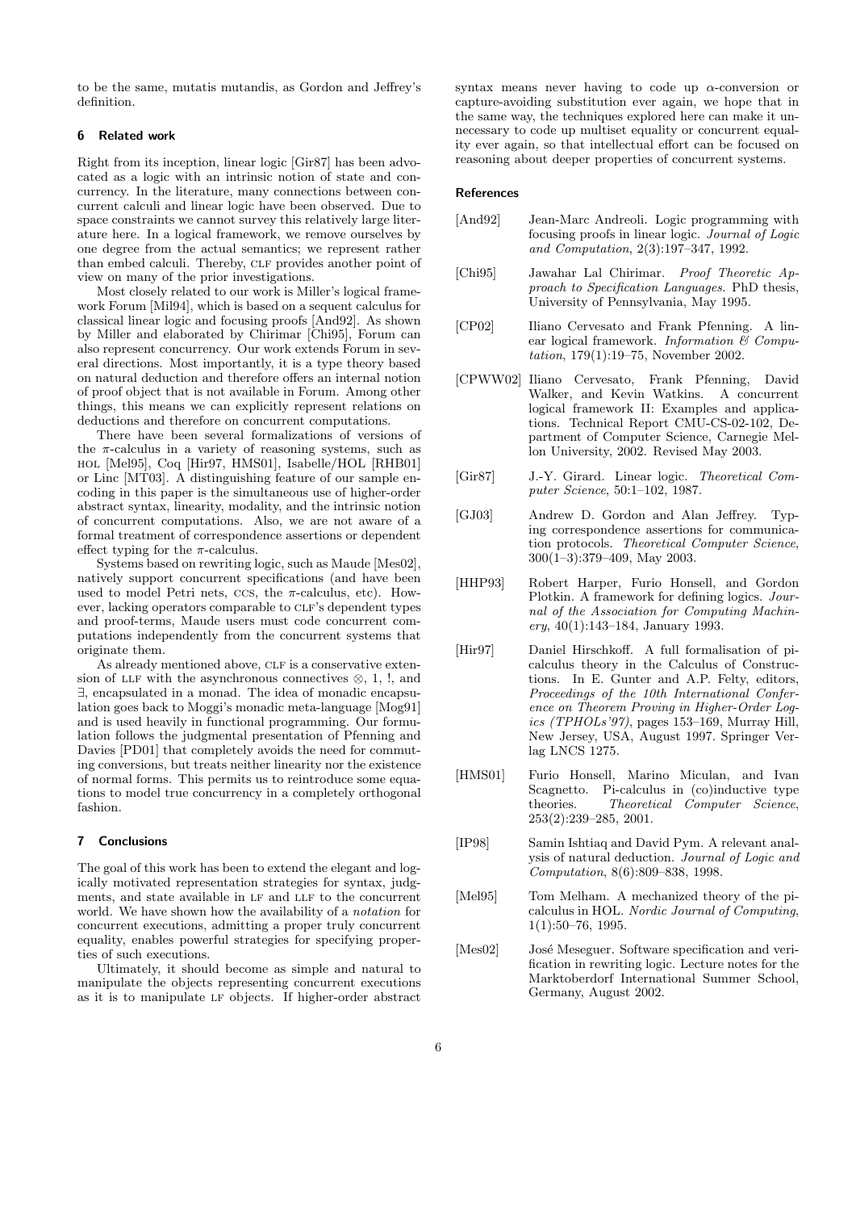to be the same, mutatis mutandis, as Gordon and Jeffrey's definition.

## 6 Related work

Right from its inception, linear logic [Gir87] has been advocated as a logic with an intrinsic notion of state and concurrency. In the literature, many connections between concurrent calculi and linear logic have been observed. Due to space constraints we cannot survey this relatively large literature here. In a logical framework, we remove ourselves by one degree from the actual semantics; we represent rather than embed calculi. Thereby, CLF provides another point of view on many of the prior investigations.

Most closely related to our work is Miller's logical framework Forum [Mil94], which is based on a sequent calculus for classical linear logic and focusing proofs [And92]. As shown by Miller and elaborated by Chirimar [Chi95], Forum can also represent concurrency. Our work extends Forum in several directions. Most importantly, it is a type theory based on natural deduction and therefore offers an internal notion of proof object that is not available in Forum. Among other things, this means we can explicitly represent relations on deductions and therefore on concurrent computations.

There have been several formalizations of versions of the $\pi$-calculus in a variety of reasoning systems, such as HOL [Mel95], Coq [Hir97, HMS01], Isabelle/HOL [RHB01] or Linc [MT03]. A distinguishing feature of our sample encoding in this paper is the simultaneous use of higher-order abstract syntax, linearity, modality, and the intrinsic notion of concurrent computations. Also, we are not aware of a formal treatment of correspondence assertions or dependent effect typing for the $\pi$-calculus.

Systems based on rewriting logic, such as Maude [Mes02], natively support concurrent specifications (and have been used to model Petri nets, CCS, the $\pi$-calculus, etc). However, lacking operators comparable to CLF's dependent types and proof-terms, Maude users must code concurrent computations independently from the concurrent systems that originate them.

As already mentioned above, CLF is a conservative extension of LLF with the asynchronous connectives $\otimes$, 1, !, and $\exists$, encapsulated in a monad. The idea of monadic encapsulation goes back to Moggi's monadic meta-language [Mog91] and is used heavily in functional programming. Our formulation follows the judgmental presentation of Pfenning and Davies [PD01] that completely avoids the need for commuting conversions, but treats neither linearity nor the existence of normal forms. This permits us to reintroduce some equations to model true concurrency in a completely orthogonal fashion.

## 7 Conclusions

The goal of this work has been to extend the elegant and logically motivated representation strategies for syntax, judgments, and state available in LF and LLF to the concurrent world. We have shown how the availability of a *notation* for concurrent executions, admitting a proper truly concurrent equality, enables powerful strategies for specifying properties of such executions.

Ultimately, it should become as simple and natural to manipulate the objects representing concurrent executions as it is to manipulate LF objects. If higher-order abstract syntax means never having to code up $\alpha$-conversion or capture-avoiding substitution ever again, we hope that in the same way, the techniques explored here can make it unnecessary to code up multiset equality or concurrent equality ever again, so that intellectual effort can be focused on reasoning about deeper properties of concurrent systems.

## References

[And92] Jean-Marc Andreoli. Logic programming with focusing proofs in linear logic. *Journal of Logic and Computation*, 2(3):197–347, 1992.

[Chi95] Jawahar Lal Chirimar. *Proof Theoretic Approach to Specification Languages*. PhD thesis, University of Pennsylvania, May 1995.

[CP02] Iliano Cervesato and Frank Pfenning. A linear logical framework. *Information & Computation*, 179(1):19–75, November 2002.

[CPWW02] Iliano Cervesato, Frank Pfenning, David Walker, and Kevin Watkins. A concurrent logical framework II: Examples and applications. Technical Report CMU-CS-02-102, Department of Computer Science, Carnegie Mellon University, 2002. Revised May 2003.

[Gir87] J.-Y. Girard. Linear logic. *Theoretical Computer Science*, 50:1–102, 1987.

[GJ03] Andrew D. Gordon and Alan Jeffrey. Typing correspondence assertions for communication protocols. *Theoretical Computer Science*, 300(1–3):379–409, May 2003.

[HHP93] Robert Harper, Furio Honsell, and Gordon Plotkin. A framework for defining logics. *Journal of the Association for Computing Machinery*, 40(1):143–184, January 1993.

[Hir97] Daniel Hirschkoff. A full formalisation of pi-calculus theory in the Calculus of Constructions. In E. Gunter and A.P. Felty, editors, *Proceedings of the 10th International Conference on Theorem Proving in Higher-Order Logics (TPHOLs'97)*, pages 153–169, Murray Hill, New Jersey, USA, August 1997. Springer Verlag LNCS 1275.

[HMS01] Furio Honsell, Marino Miculan, and Ivan Scagnetto. Pi-calculus in (co)inductive type theories. *Theoretical Computer Science*, 253(2):239–285, 2001.

[IP98] Samin Ishtiaq and David Pym. A relevant analysis of natural deduction. *Journal of Logic and Computation*, 8(6):809–838, 1998.

[Mel95] Tom Melham. A mechanized theory of the pi-calculus in HOL. *Nordic Journal of Computing*, 1(1):50–76, 1995.

[Mes02] José Meseguer. Software specification and verification in rewriting logic. Lecture notes for the Marktoberdorf International Summer School, Germany, August 2002.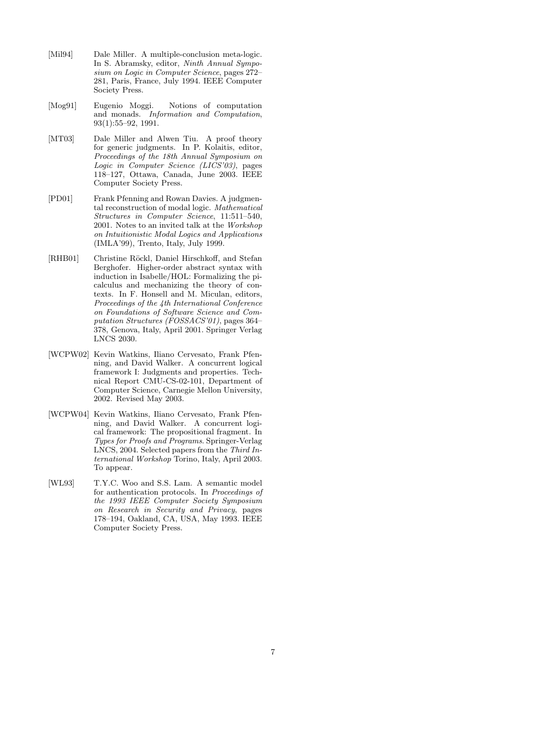[Mil94] Dale Miller. A multiple-conclusion meta-logic. In S. Abramsky, editor, *Ninth Annual Symposium on Logic in Computer Science*, pages 272–281, Paris, France, July 1994. IEEE Computer Society Press.

[Mog91] Eugenio Moggi. Notions of computation and monads. *Information and Computation*, 93(1):55–92, 1991.

[MT03] Dale Miller and Alwen Tiu. A proof theory for generic judgments. In P. Kolaitis, editor, *Proceedings of the 18th Annual Symposium on Logic in Computer Science (LICS'03)*, pages 118–127, Ottawa, Canada, June 2003. IEEE Computer Society Press.

[PD01] Frank Pfenning and Rowan Davies. A judgmental reconstruction of modal logic. *Mathematical Structures in Computer Science*, 11:511–540, 2001. Notes to an invited talk at the *Workshop on Intuitionistic Modal Logics and Applications* (IMLA'99), Trento, Italy, July 1999.

[RHB01] Christine Röckl, Daniel Hirschkoff, and Stefan Berghofer. Higher-order abstract syntax with induction in Isabelle/HOL: Formalizing the pi-calculus and mechanizing the theory of contexts. In F. Honsell and M. Miculan, editors, *Proceedings of the 4th International Conference on Foundations of Software Science and Computation Structures (FOSSACS'01)*, pages 364–378, Genova, Italy, April 2001. Springer Verlag LNCS 2030.

[WCPW02] Kevin Watkins, Iliano Cervesato, Frank Pfenning, and David Walker. A concurrent logical framework I: Judgments and properties. Technical Report CMU-CS-02-101, Department of Computer Science, Carnegie Mellon University, 2002. Revised May 2003.

[WCPW04] Kevin Watkins, Iliano Cervesato, Frank Pfenning, and David Walker. A concurrent logical framework: The propositional fragment. In *Types for Proofs and Programs*. Springer-Verlag LNCS, 2004. Selected papers from the *Third International Workshop* Torino, Italy, April 2003. To appear.

[WL93] T.Y.C. Woo and S.S. Lam. A semantic model for authentication protocols. In *Proceedings of the 1993 IEEE Computer Society Symposium on Research in Security and Privacy*, pages 178–194, Oakland, CA, USA, May 1993. IEEE Computer Society Press.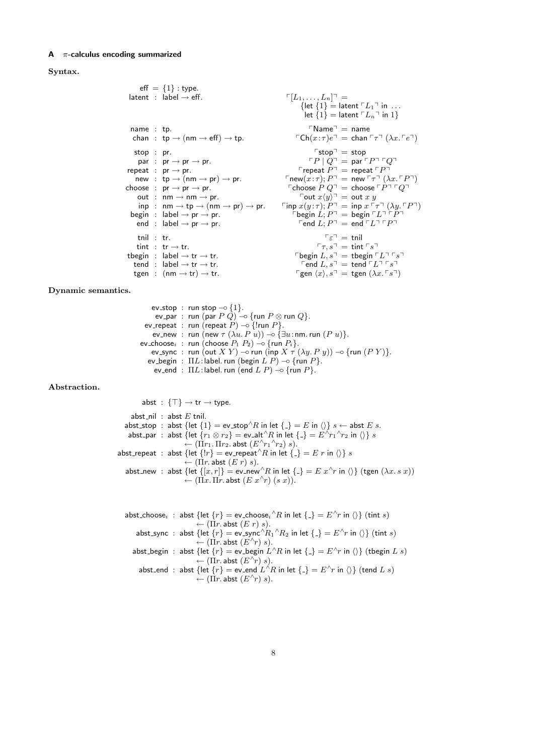## A π-calculus encoding summarized

**Syntax.**

$$
\begin{array}{rcl}
\mathsf{eff} & = & \{1\} : \mathsf{type}. \\
\mathsf{latent} & : & \mathsf{label} \to \mathsf{eff}.
\end{array}
\qquad
\ulcorner [L_1,\ldots,L_n] \urcorner = \{\mathsf{let}\ \{1\} = \mathsf{latent}\ \ulcorner L_1 \urcorner\ \mathsf{in}\ \ldots\ \mathsf{let}\ \{1\} = \mathsf{latent}\ \ulcorner L_n \urcorner\ \mathsf{in}\ 1\}
$$

$$
\begin{array}{rcl}
\mathsf{name} & : & \mathsf{tp}. \\
\mathsf{chan} & : & \mathsf{tp} \to (\mathsf{nm} \to \mathsf{eff}) \to \mathsf{tp}.
\end{array}
\qquad
\begin{array}{rcl}
\ulcorner \mathsf{Name} \urcorner & = & \mathsf{name} \\
\ulcorner \mathsf{Ch}(x{:}\tau)e \urcorner & = & \mathsf{chan}\ \ulcorner\tau\urcorner\ (\lambda x.\ulcorner e \urcorner)
\end{array}
$$

$$
\begin{array}{rcl}
\mathsf{stop} & : & \mathsf{pr}. \\
\mathsf{par} & : & \mathsf{pr} \to \mathsf{pr} \to \mathsf{pr}. \\
\mathsf{repeat} & : & \mathsf{pr} \to \mathsf{pr}. \\
\mathsf{new} & : & \mathsf{tp} \to (\mathsf{nm} \to \mathsf{pr}) \to \mathsf{pr}. \\
\mathsf{choose} & : & \mathsf{pr} \to \mathsf{pr} \to \mathsf{pr}. \\
\mathsf{out} & : & \mathsf{nm} \to \mathsf{nm} \to \mathsf{pr}. \\
\mathsf{inp} & : & \mathsf{nm} \to \mathsf{tp} \to (\mathsf{nm} \to \mathsf{pr}) \to \mathsf{pr}. \\
\mathsf{begin} & : & \mathsf{label} \to \mathsf{pr} \to \mathsf{pr}. \\
\mathsf{end} & : & \mathsf{label} \to \mathsf{pr} \to \mathsf{pr}.
\end{array}
\qquad
\begin{array}{rcl}
\ulcorner \mathsf{stop} \urcorner & = & \mathsf{stop} \\
\ulcorner P \mid Q \urcorner & = & \mathsf{par}\ \ulcorner P \urcorner\ \ulcorner Q \urcorner \\
\ulcorner \mathsf{repeat}\ P \urcorner & = & \mathsf{repeat}\ \ulcorner P \urcorner \\
\ulcorner \mathsf{new}(x{:}\tau); P \urcorner & = & \mathsf{new}\ \ulcorner\tau\urcorner\ (\lambda x.\ulcorner P \urcorner) \\
\ulcorner \mathsf{choose}\ P\ Q \urcorner & = & \mathsf{choose}\ \ulcorner P \urcorner\ \ulcorner Q \urcorner \\
\ulcorner \mathsf{out}\ x\langle y \rangle \urcorner & = & \mathsf{out}\ x\ y \\
\ulcorner \mathsf{inp}\ x(y{:}\tau); P \urcorner & = & \mathsf{inp}\ x\ \ulcorner\tau\urcorner\ (\lambda y.\ulcorner P \urcorner) \\
\ulcorner \mathsf{begin}\ L; P \urcorner & = & \mathsf{begin}\ \ulcorner L \urcorner\ \ulcorner P \urcorner \\
\ulcorner \mathsf{end}\ L; P \urcorner & = & \mathsf{end}\ \ulcorner L \urcorner\ \ulcorner P \urcorner
\end{array}
$$

$$
\begin{array}{rcl}
\mathsf{tnil} & : & \mathsf{tr}. \\
\mathsf{tint} & : & \mathsf{tr} \to \mathsf{tr}. \\
\mathsf{tbegin} & : & \mathsf{label} \to \mathsf{tr} \to \mathsf{tr}. \\
\mathsf{tend} & : & \mathsf{label} \to \mathsf{tr} \to \mathsf{tr}. \\
\mathsf{tgen} & : & (\mathsf{nm} \to \mathsf{tr}) \to \mathsf{tr}.
\end{array}
\qquad
\begin{array}{rcl}
\ulcorner \varepsilon \urcorner & = & \mathsf{tnil} \\
\ulcorner \tau, s \urcorner & = & \mathsf{tint}\ \ulcorner s \urcorner \\
\ulcorner \mathsf{begin}\ L, s \urcorner & = & \mathsf{tbegin}\ \ulcorner L \urcorner\ \ulcorner s \urcorner \\
\ulcorner \mathsf{end}\ L, s \urcorner & = & \mathsf{tend}\ \ulcorner L \urcorner\ \ulcorner s \urcorner \\
\ulcorner \mathsf{gen}\ \langle x \rangle, s \urcorner & = & \mathsf{tgen}\ (\lambda x.\ulcorner s \urcorner)
\end{array}
$$

**Dynamic semantics.**

$$
\begin{array}{rcl}
\mathsf{ev\_stop} & : & \mathsf{run}\ \mathsf{stop} \multimap \{1\}. \\
\mathsf{ev\_par} & : & \mathsf{run}\ (\mathsf{par}\ P\ Q) \multimap \{\mathsf{run}\ P \otimes \mathsf{run}\ Q\}. \\
\mathsf{ev\_repeat} & : & \mathsf{run}\ (\mathsf{repeat}\ P) \multimap \{!\mathsf{run}\ P\}. \\
\mathsf{ev\_new} & : & \mathsf{run}\ (\mathsf{new}\ \tau\ (\lambda u.\ P\ u)) \multimap \{\exists u{:}\mathsf{nm}.\ \mathsf{run}\ (P\ u)\}. \\
\mathsf{ev\_choose}_i & : & \mathsf{run}\ (\mathsf{choose}\ P_1\ P_2) \multimap \{\mathsf{run}\ P_i\}. \\
\mathsf{ev\_sync} & : & \mathsf{run}\ (\mathsf{out}\ X\ Y) \multimap \mathsf{run}\ (\mathsf{inp}\ X\ \tau\ (\lambda y.\ P\ y)) \multimap \{\mathsf{run}\ (P\ Y)\}. \\
\mathsf{ev\_begin} & : & \Pi L{:}\mathsf{label}.\ \mathsf{run}\ (\mathsf{begin}\ L\ P) \multimap \{\mathsf{run}\ P\}. \\
\mathsf{ev\_end} & : & \Pi L{:}\mathsf{label}.\ \mathsf{run}\ (\mathsf{end}\ L\ P) \multimap \{\mathsf{run}\ P\}.
\end{array}
$$

**Abstraction.**

$$
\mathsf{abst} : \{\top\} \to \mathsf{tr} \to \mathsf{type}.
$$

$$
\begin{array}{rcl}
\mathsf{abst\_nil} & : & \mathsf{abst}\ E\ \mathsf{tnil}. \\
\mathsf{abst\_stop} & : & \mathsf{abst}\ \{\mathsf{let}\ \{1\} = \mathsf{ev\_stop}\,{}^\wedge R\ \mathsf{in}\ \mathsf{let}\ \{\_\} = E\ \mathsf{in}\ \langle\rangle\}\ s \leftarrow \mathsf{abst}\ E\ s. \\
\mathsf{abst\_par} & : & \mathsf{abst}\ \{\mathsf{let}\ \{r_1 \otimes r_2\} = \mathsf{ev\_alt}\,{}^\wedge R\ \mathsf{in}\ \mathsf{let}\ \{\_\} = E\,{}^\wedge r_1\,{}^\wedge r_2\ \mathsf{in}\ \langle\rangle\}\ s \\
& & \quad \leftarrow (\Pi r_1.\ \Pi r_2.\ \mathsf{abst}\ (E\,{}^\wedge r_1\,{}^\wedge r_2)\ s). \\
\mathsf{abst\_repeat} & : & \mathsf{abst}\ \{\mathsf{let}\ \{!r\} = \mathsf{ev\_repeat}\,{}^\wedge R\ \mathsf{in}\ \mathsf{let}\ \{\_\} = E\ r\ \mathsf{in}\ \langle\rangle\}\ s \\
& & \quad \leftarrow (\Pi r.\ \mathsf{abst}\ (E\ r)\ s). \\
\mathsf{abst\_new} & : & \mathsf{abst}\ \{\mathsf{let}\ \{[x,r]\} = \mathsf{ev\_new}\,{}^\wedge R\ \mathsf{in}\ \mathsf{let}\ \{\_\} = E\ x\,{}^\wedge r\ \mathsf{in}\ \langle\rangle\}\ (\mathsf{tgen}\ (\lambda x.\ s\ x)) \\
& & \quad \leftarrow (\Pi x.\ \Pi r.\ \mathsf{abst}\ (E\ x\,{}^\wedge r)\ (s\ x)).
\end{array}
$$

$$
\begin{array}{rcl}
\mathsf{abst\_choose}_i & : & \mathsf{abst}\ \{\mathsf{let}\ \{r\} = \mathsf{ev\_choose}_i\,{}^\wedge R\ \mathsf{in}\ \mathsf{let}\ \{\_\} = E\,{}^\wedge r\ \mathsf{in}\ \langle\rangle\}\ (\mathsf{tint}\ s) \\
& & \quad \leftarrow (\Pi r.\ \mathsf{abst}\ (E\ r)\ s). \\
\mathsf{abst\_sync} & : & \mathsf{abst}\ \{\mathsf{let}\ \{r\} = \mathsf{ev\_sync}\,{}^\wedge R_1\,{}^\wedge R_2\ \mathsf{in}\ \mathsf{let}\ \{\_\} = E\,{}^\wedge r\ \mathsf{in}\ \langle\rangle\}\ (\mathsf{tint}\ s) \\
& & \quad \leftarrow (\Pi r.\ \mathsf{abst}\ (E\,{}^\wedge r)\ s). \\
\mathsf{abst\_begin} & : & \mathsf{abst}\ \{\mathsf{let}\ \{r\} = \mathsf{ev\_begin}\ L\,{}^\wedge R\ \mathsf{in}\ \mathsf{let}\ \{\_\} = E\,{}^\wedge r\ \mathsf{in}\ \langle\rangle\}\ (\mathsf{tbegin}\ L\ s) \\
& & \quad \leftarrow (\Pi r.\ \mathsf{abst}\ (E\,{}^\wedge r)\ s). \\
\mathsf{abst\_end} & : & \mathsf{abst}\ \{\mathsf{let}\ \{r\} = \mathsf{ev\_end}\ L\,{}^\wedge R\ \mathsf{in}\ \mathsf{let}\ \{\_\} = E\,{}^\wedge r\ \mathsf{in}\ \langle\rangle\}\ (\mathsf{tend}\ L\ s) \\
& & \quad \leftarrow (\Pi r.\ \mathsf{abst}\ (E\,{}^\wedge r)\ s).
\end{array}
$$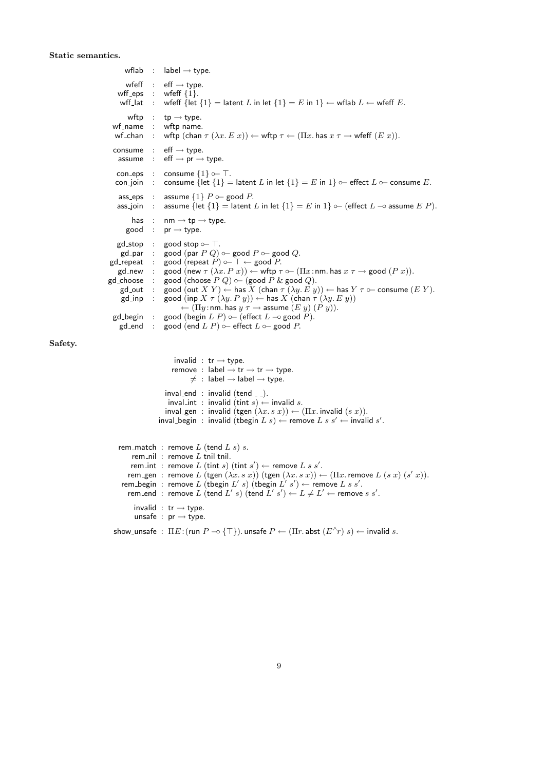**Static semantics.**

$$
\begin{array}{rcl}
\mathsf{wflab} & : & \mathsf{label} \rightarrow \mathsf{type}. \\[4pt]
\mathsf{wfeff} & : & \mathsf{eff} \rightarrow \mathsf{type}. \\
\mathsf{wff\_eps} & : & \mathsf{wfeff}\ \{1\}. \\
\mathsf{wff\_lat} & : & \mathsf{wfeff}\ \{\mathsf{let}\ \{1\} = \mathsf{latent}\ L\ \mathsf{in}\ \mathsf{let}\ \{1\} = E\ \mathsf{in}\ 1\} \leftarrow \mathsf{wflab}\ L \leftarrow \mathsf{wfeff}\ E. \\[4pt]
\mathsf{wftp} & : & \mathsf{tp} \rightarrow \mathsf{type}. \\
\mathsf{wf\_name} & : & \mathsf{wftp}\ \mathsf{name}. \\
\mathsf{wf\_chan} & : & \mathsf{wftp}\ (\mathsf{chan}\ \tau\ (\lambda x.\, E\ x)) \leftarrow \mathsf{wftp}\ \tau \leftarrow (\Pi x.\, \mathsf{has}\ x\ \tau \rightarrow \mathsf{wfeff}\ (E\ x)). \\[4pt]
\mathsf{consume} & : & \mathsf{eff} \rightarrow \mathsf{type}. \\
\mathsf{assume} & : & \mathsf{eff} \rightarrow \mathsf{pr} \rightarrow \mathsf{type}. \\[4pt]
\mathsf{con\_eps} & : & \mathsf{consume}\ \{1\} \multimapinv \top. \\
\mathsf{con\_join} & : & \mathsf{consume}\ \{\mathsf{let}\ \{1\} = \mathsf{latent}\ L\ \mathsf{in}\ \mathsf{let}\ \{1\} = E\ \mathsf{in}\ 1\} \multimapinv \mathsf{effect}\ L \multimapinv \mathsf{consume}\ E. \\[4pt]
\mathsf{ass\_eps} & : & \mathsf{assume}\ \{1\}\ P \multimapinv \mathsf{good}\ P. \\
\mathsf{ass\_join} & : & \mathsf{assume}\ \{\mathsf{let}\ \{1\} = \mathsf{latent}\ L\ \mathsf{in}\ \mathsf{let}\ \{1\} = E\ \mathsf{in}\ 1\} \multimapinv (\mathsf{effect}\ L \multimap \mathsf{assume}\ E\ P). \\[4pt]
\mathsf{has} & : & \mathsf{nm} \rightarrow \mathsf{tp} \rightarrow \mathsf{type}. \\
\mathsf{good} & : & \mathsf{pr} \rightarrow \mathsf{type}. \\[4pt]
\mathsf{gd\_stop} & : & \mathsf{good}\ \mathsf{stop} \multimapinv \top. \\
\mathsf{gd\_par} & : & \mathsf{good}\ (\mathsf{par}\ P\ Q) \multimapinv \mathsf{good}\ P \multimapinv \mathsf{good}\ Q. \\
\mathsf{gd\_repeat} & : & \mathsf{good}\ (\mathsf{repeat}\ P) \multimapinv \top \leftarrow \mathsf{good}\ P. \\
\mathsf{gd\_new} & : & \mathsf{good}\ (\mathsf{new}\ \tau\ (\lambda x.\, P\ x)) \leftarrow \mathsf{wftp}\ \tau \multimapinv (\Pi x{:}\mathsf{nm}.\, \mathsf{has}\ x\ \tau \rightarrow \mathsf{good}\ (P\ x)). \\
\mathsf{gd\_choose} & : & \mathsf{good}\ (\mathsf{choose}\ P\ Q) \multimapinv (\mathsf{good}\ P\ \&\ \mathsf{good}\ Q). \\
\mathsf{gd\_out} & : & \mathsf{good}\ (\mathsf{out}\ X\ Y) \leftarrow \mathsf{has}\ X\ (\mathsf{chan}\ \tau\ (\lambda y.\, E\ y)) \leftarrow \mathsf{has}\ Y\ \tau \multimapinv \mathsf{consume}\ (E\ Y). \\
\mathsf{gd\_inp} & : & \mathsf{good}\ (\mathsf{inp}\ X\ \tau\ (\lambda y.\, P\ y)) \leftarrow \mathsf{has}\ X\ (\mathsf{chan}\ \tau\ (\lambda y.\, E\ y)) \\
 & & \quad \leftarrow (\Pi y{:}\mathsf{nm}.\, \mathsf{has}\ y\ \tau \rightarrow \mathsf{assume}\ (E\ y)\ (P\ y)). \\
\mathsf{gd\_begin} & : & \mathsf{good}\ (\mathsf{begin}\ L\ P) \multimapinv (\mathsf{effect}\ L \multimap \mathsf{good}\ P). \\
\mathsf{gd\_end} & : & \mathsf{good}\ (\mathsf{end}\ L\ P) \multimapinv \mathsf{effect}\ L \multimapinv \mathsf{good}\ P.
\end{array}
$$

**Safety.**

$$
\begin{array}{rcl}
\mathsf{invalid} & : & \mathsf{tr} \rightarrow \mathsf{type}. \\
\mathsf{remove} & : & \mathsf{label} \rightarrow \mathsf{tr} \rightarrow \mathsf{tr} \rightarrow \mathsf{type}. \\
\neq & : & \mathsf{label} \rightarrow \mathsf{label} \rightarrow \mathsf{type}. \\[4pt]
\mathsf{inval\_end} & : & \mathsf{invalid}\ (\mathsf{tend}\ \_\ \_). \\
\mathsf{inval\_int} & : & \mathsf{invalid}\ (\mathsf{tint}\ s) \leftarrow \mathsf{invalid}\ s. \\
\mathsf{inval\_gen} & : & \mathsf{invalid}\ (\mathsf{tgen}\ (\lambda x.\, s\ x)) \leftarrow (\Pi x.\, \mathsf{invalid}\ (s\ x)). \\
\mathsf{inval\_begin} & : & \mathsf{invalid}\ (\mathsf{tbegin}\ L\ s) \leftarrow \mathsf{remove}\ L\ s\ s' \leftarrow \mathsf{invalid}\ s'.
\end{array}
$$

$$
\begin{array}{rcl}
\mathsf{rem\_match} & : & \mathsf{remove}\ L\ (\mathsf{tend}\ L\ s)\ s. \\
\mathsf{rem\_nil} & : & \mathsf{remove}\ L\ \mathsf{tnil}\ \mathsf{tnil}. \\
\mathsf{rem\_int} & : & \mathsf{remove}\ L\ (\mathsf{tint}\ s)\ (\mathsf{tint}\ s') \leftarrow \mathsf{remove}\ L\ s\ s'. \\
\mathsf{rem\_gen} & : & \mathsf{remove}\ L\ (\mathsf{tgen}\ (\lambda x.\, s\ x))\ (\mathsf{tgen}\ (\lambda x.\, s\ x)) \leftarrow (\Pi x.\, \mathsf{remove}\ L\ (s\ x)\ (s'\ x)). \\
\mathsf{rem\_begin} & : & \mathsf{remove}\ L\ (\mathsf{tbegin}\ L'\ s)\ (\mathsf{tbegin}\ L'\ s') \leftarrow \mathsf{remove}\ L\ s\ s'. \\
\mathsf{rem\_end} & : & \mathsf{remove}\ L\ (\mathsf{tend}\ L'\ s)\ (\mathsf{tend}\ L'\ s') \leftarrow L \neq L' \leftarrow \mathsf{remove}\ s\ s'. \\[4pt]
\mathsf{invalid} & : & \mathsf{tr} \rightarrow \mathsf{type}. \\
\mathsf{unsafe} & : & \mathsf{pr} \rightarrow \mathsf{type}. \\[4pt]
\mathsf{show\_unsafe} & : & \Pi E{:}(\mathsf{run}\ P \multimap \{\top\}).\, \mathsf{unsafe}\ P \leftarrow (\Pi r.\, \mathsf{abst}\ (E\,\hat{}\,r)\ s) \leftarrow \mathsf{invalid}\ s.
\end{array}
$$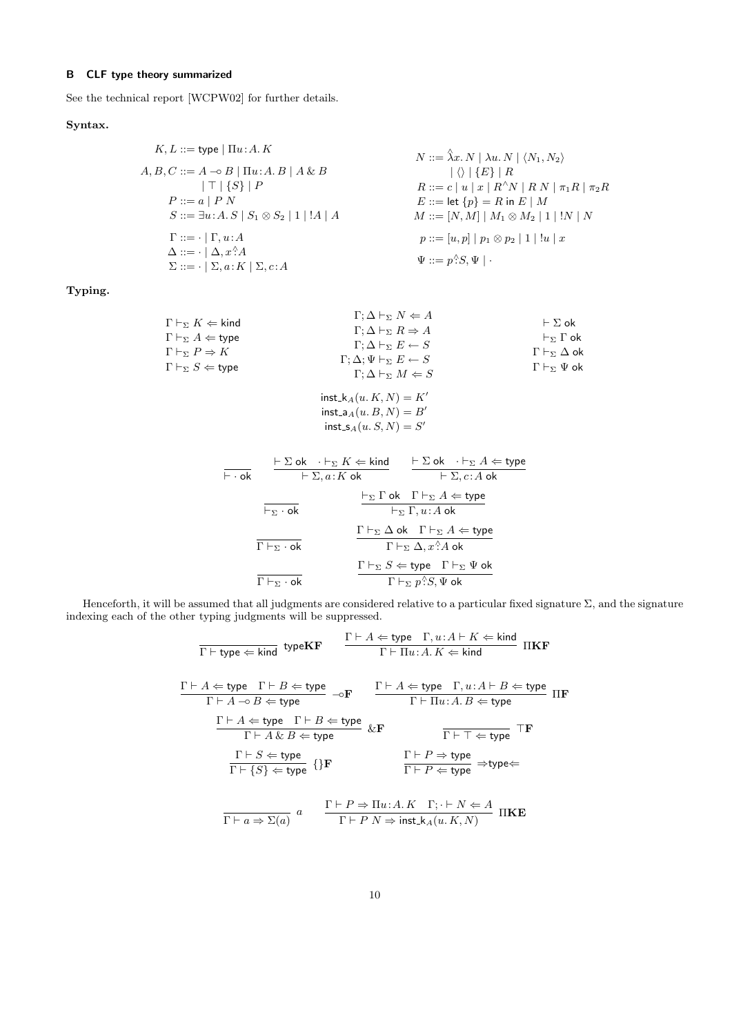## B CLF type theory summarized

See the technical report [WCPW02] for further details.

### Syntax.

$$
\begin{aligned}
K, L &::= \mathsf{type} \mid \Pi u{:}A.\, K \\
A, B, C &::= A \multimap B \mid \Pi u{:}A.\, B \mid A \,\&\, B \\
&\quad\mid \top \mid \{S\} \mid P \\
P &::= a \mid P\ N \\
S &::= \exists u{:}A.\, S \mid S_1 \otimes S_2 \mid 1 \mid\ !A \mid A \\
\Gamma &::= \cdot \mid \Gamma, u{:}A \\
\Delta &::= \cdot \mid \Delta, x\hat{:}A \\
\Sigma &::= \cdot \mid \Sigma, a{:}K \mid \Sigma, c{:}A
\end{aligned}
$$

$$
\begin{aligned}
N &::= \hat{\lambda} x.\, N \mid \lambda u.\, N \mid \langle N_1, N_2 \rangle \\
&\quad\mid \langle\rangle \mid \{E\} \mid R \\
R &::= c \mid u \mid x \mid R\,\hat{}\,N \mid R\ N \mid \pi_1 R \mid \pi_2 R \\
E &::= \mathsf{let}\ \{p\} = R\ \mathsf{in}\ E \mid M \\
M &::= [N, M] \mid M_1 \otimes M_2 \mid 1 \mid\ !N \mid N \\
p &::= [u, p] \mid p_1 \otimes p_2 \mid 1 \mid\ !u \mid x \\
\Psi &::= p\hat{:}S, \Psi \mid \cdot
\end{aligned}
$$

### Typing.

$$
\begin{array}{lll}
\Gamma \vdash_\Sigma K \Leftarrow \mathsf{kind} & \Gamma; \Delta \vdash_\Sigma N \Leftarrow A & \vdash \Sigma\ \mathsf{ok} \\
\Gamma \vdash_\Sigma A \Leftarrow \mathsf{type} & \Gamma; \Delta \vdash_\Sigma R \Rightarrow A & \vdash_\Sigma \Gamma\ \mathsf{ok} \\
\Gamma \vdash_\Sigma P \Rightarrow K & \Gamma; \Delta \vdash_\Sigma E \leftarrow S & \Gamma \vdash_\Sigma \Delta\ \mathsf{ok} \\
\Gamma \vdash_\Sigma S \Leftarrow \mathsf{type} & \Gamma; \Delta; \Psi \vdash_\Sigma E \leftarrow S & \Gamma \vdash_\Sigma \Psi\ \mathsf{ok} \\
 & \Gamma; \Delta \vdash_\Sigma M \Leftarrow S &
\end{array}
$$

$$
\begin{aligned}
\mathsf{inst\_k}_A(u.\, K, N) &= K' \\
\mathsf{inst\_a}_A(u.\, B, N) &= B' \\
\mathsf{inst\_s}_A(u.\, S, N) &= S'
\end{aligned}
$$

$$
\frac{}{\vdash \cdot\ \mathsf{ok}} \qquad \frac{\vdash \Sigma\ \mathsf{ok} \quad \cdot \vdash_\Sigma K \Leftarrow \mathsf{kind}}{\vdash \Sigma, a{:}K\ \mathsf{ok}} \qquad \frac{\vdash \Sigma\ \mathsf{ok} \quad \cdot \vdash_\Sigma A \Leftarrow \mathsf{type}}{\vdash \Sigma, c{:}A\ \mathsf{ok}}
$$

$$
\frac{}{\vdash_\Sigma \cdot\ \mathsf{ok}} \qquad \frac{\vdash_\Sigma \Gamma\ \mathsf{ok} \quad \Gamma \vdash_\Sigma A \Leftarrow \mathsf{type}}{\vdash_\Sigma \Gamma, u{:}A\ \mathsf{ok}}
$$

$$
\frac{}{\Gamma \vdash_\Sigma \cdot\ \mathsf{ok}} \qquad \frac{\Gamma \vdash_\Sigma \Delta\ \mathsf{ok} \quad \Gamma \vdash_\Sigma A \Leftarrow \mathsf{type}}{\Gamma \vdash_\Sigma \Delta, x\hat{:}A\ \mathsf{ok}}
$$

$$
\frac{}{\Gamma \vdash_\Sigma \cdot\ \mathsf{ok}} \qquad \frac{\Gamma \vdash_\Sigma S \Leftarrow \mathsf{type} \quad \Gamma \vdash_\Sigma \Psi\ \mathsf{ok}}{\Gamma \vdash_\Sigma p\hat{:}S, \Psi\ \mathsf{ok}}
$$

Henceforth, it will be assumed that all judgments are considered relative to a particular fixed signature $\Sigma$, and the signature indexing each of the other typing judgments will be suppressed.

$$
\frac{}{\Gamma \vdash \mathsf{type} \Leftarrow \mathsf{kind}}\ \mathsf{type}\mathbf{KF} \qquad \frac{\Gamma \vdash A \Leftarrow \mathsf{type} \quad \Gamma, u{:}A \vdash K \Leftarrow \mathsf{kind}}{\Gamma \vdash \Pi u{:}A.\, K \Leftarrow \mathsf{kind}}\ \Pi\mathbf{KF}
$$

$$
\frac{\Gamma \vdash A \Leftarrow \mathsf{type} \quad \Gamma \vdash B \Leftarrow \mathsf{type}}{\Gamma \vdash A \multimap B \Leftarrow \mathsf{type}}\ {\multimap}\mathbf{F} \qquad \frac{\Gamma \vdash A \Leftarrow \mathsf{type} \quad \Gamma, u{:}A \vdash B \Leftarrow \mathsf{type}}{\Gamma \vdash \Pi u{:}A.\, B \Leftarrow \mathsf{type}}\ \Pi\mathbf{F}
$$

$$
\frac{\Gamma \vdash A \Leftarrow \mathsf{type} \quad \Gamma \vdash B \Leftarrow \mathsf{type}}{\Gamma \vdash A \,\&\, B \Leftarrow \mathsf{type}}\ \&\mathbf{F} \qquad \frac{}{\Gamma \vdash \top \Leftarrow \mathsf{type}}\ \top\mathbf{F}
$$

$$
\frac{\Gamma \vdash S \Leftarrow \mathsf{type}}{\Gamma \vdash \{S\} \Leftarrow \mathsf{type}}\ \{\}\mathbf{F} \qquad \frac{\Gamma \vdash P \Rightarrow \mathsf{type}}{\Gamma \vdash P \Leftarrow \mathsf{type}}\ {\Rightarrow}\mathsf{type}{\Leftarrow}
$$

$$
\frac{}{\Gamma \vdash a \Rightarrow \Sigma(a)}\ a \qquad \frac{\Gamma \vdash P \Rightarrow \Pi u{:}A.\, K \quad \Gamma; \cdot \vdash N \Leftarrow A}{\Gamma \vdash P\ N \Rightarrow \mathsf{inst\_k}_A(u.\, K, N)}\ \Pi\mathbf{KE}
$$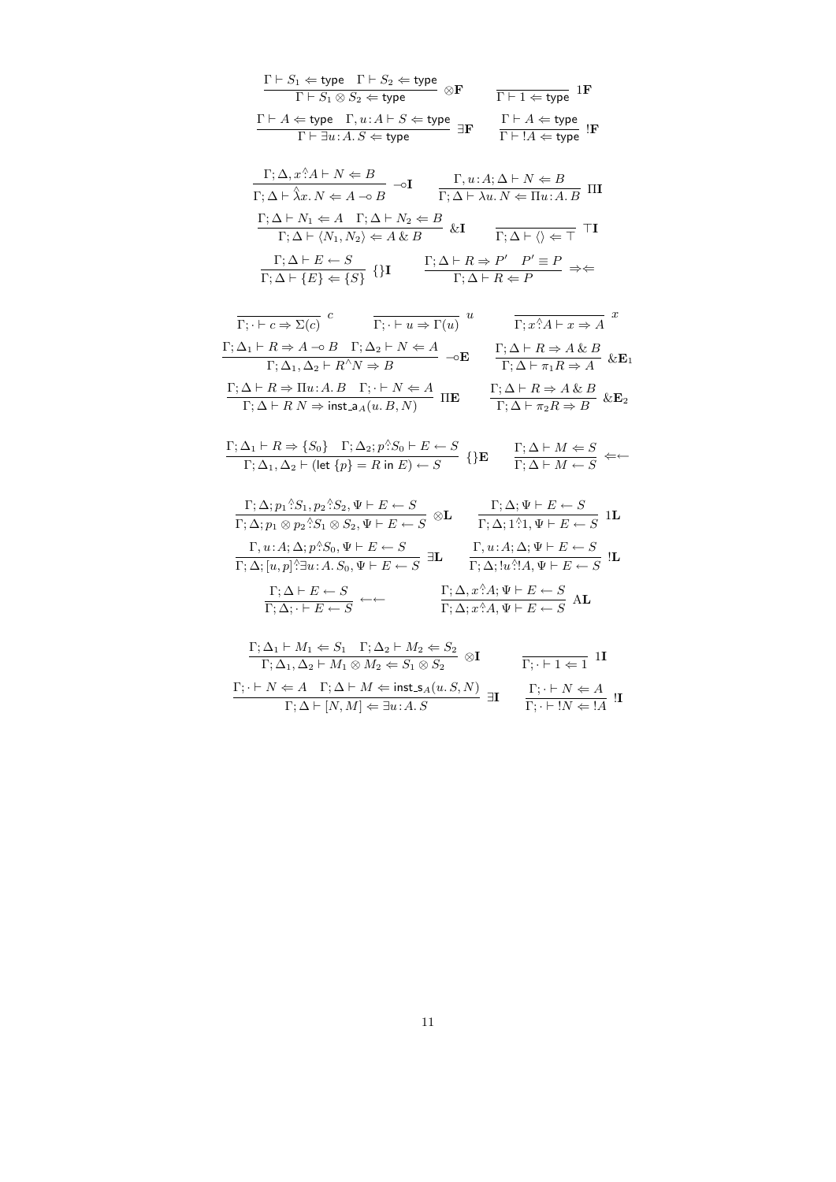$$\frac{\Gamma \vdash S_1 \Leftarrow \mathsf{type} \quad \Gamma \vdash S_2 \Leftarrow \mathsf{type}}{\Gamma \vdash S_1 \otimes S_2 \Leftarrow \mathsf{type}} \otimes\mathbf{F} \qquad \frac{}{\Gamma \vdash 1 \Leftarrow \mathsf{type}} 1\mathbf{F}$$

$$\frac{\Gamma \vdash A \Leftarrow \mathsf{type} \quad \Gamma, u{:}A \vdash S \Leftarrow \mathsf{type}}{\Gamma \vdash \exists u{:}A.\, S \Leftarrow \mathsf{type}} \exists\mathbf{F} \qquad \frac{\Gamma \vdash A \Leftarrow \mathsf{type}}{\Gamma \vdash !A \Leftarrow \mathsf{type}} !\mathbf{F}$$

$$\frac{\Gamma; \Delta, x \hat{:} A \vdash N \Leftarrow B}{\Gamma; \Delta \vdash \hat{\lambda} x.\, N \Leftarrow A \multimap B} \multimap\mathbf{I} \qquad \frac{\Gamma, u{:}A; \Delta \vdash N \Leftarrow B}{\Gamma; \Delta \vdash \lambda u.\, N \Leftarrow \Pi u{:}A.\, B} \Pi\mathbf{I}$$

$$\frac{\Gamma; \Delta \vdash N_1 \Leftarrow A \quad \Gamma; \Delta \vdash N_2 \Leftarrow B}{\Gamma; \Delta \vdash \langle N_1, N_2 \rangle \Leftarrow A \,\&\, B} \&\mathbf{I} \qquad \frac{}{\Gamma; \Delta \vdash \langle\rangle \Leftarrow \top} \top\mathbf{I}$$

$$\frac{\Gamma; \Delta \vdash E \leftarrow S}{\Gamma; \Delta \vdash \{E\} \Leftarrow \{S\}} \{\}\mathbf{I} \qquad \frac{\Gamma; \Delta \vdash R \Rightarrow P' \quad P' \equiv P}{\Gamma; \Delta \vdash R \Leftarrow P} \Rightarrow\Leftarrow$$

$$\frac{}{\Gamma; \cdot \vdash c \Rightarrow \Sigma(c)}\ c \qquad \frac{}{\Gamma; \cdot \vdash u \Rightarrow \Gamma(u)}\ u \qquad \frac{}{\Gamma; x \hat{:} A \vdash x \Rightarrow A}\ x$$

$$\frac{\Gamma; \Delta_1 \vdash R \Rightarrow A \multimap B \quad \Gamma; \Delta_2 \vdash N \Leftarrow A}{\Gamma; \Delta_1, \Delta_2 \vdash R^{\wedge} N \Rightarrow B} \multimap\mathbf{E} \qquad \frac{\Gamma; \Delta \vdash R \Rightarrow A \,\&\, B}{\Gamma; \Delta \vdash \pi_1 R \Rightarrow A} \&\mathbf{E}_1$$

$$\frac{\Gamma; \Delta \vdash R \Rightarrow \Pi u{:}A.\, B \quad \Gamma; \cdot \vdash N \Leftarrow A}{\Gamma; \Delta \vdash R\ N \Rightarrow \mathsf{inst\_a}_A(u.\, B, N)} \Pi\mathbf{E} \qquad \frac{\Gamma; \Delta \vdash R \Rightarrow A \,\&\, B}{\Gamma; \Delta \vdash \pi_2 R \Rightarrow B} \&\mathbf{E}_2$$

$$\frac{\Gamma; \Delta_1 \vdash R \Rightarrow \{S_0\} \quad \Gamma; \Delta_2; p \hat{:} S_0 \vdash E \leftarrow S}{\Gamma; \Delta_1, \Delta_2 \vdash (\mathsf{let}\ \{p\} = R\ \mathsf{in}\ E) \leftarrow S} \{\}\mathbf{E} \qquad \frac{\Gamma; \Delta \vdash M \Leftarrow S}{\Gamma; \Delta \vdash M \leftarrow S} \Leftarrow\leftarrow$$

$$\frac{\Gamma; \Delta; p_1 \hat{:} S_1, p_2 \hat{:} S_2, \Psi \vdash E \leftarrow S}{\Gamma; \Delta; p_1 \otimes p_2 \hat{:} S_1 \otimes S_2, \Psi \vdash E \leftarrow S} \otimes\mathbf{L} \qquad \frac{\Gamma; \Delta; \Psi \vdash E \leftarrow S}{\Gamma; \Delta; 1 \hat{:} 1, \Psi \vdash E \leftarrow S} 1\mathbf{L}$$

$$\frac{\Gamma, u{:}A; \Delta; p \hat{:} S_0, \Psi \vdash E \leftarrow S}{\Gamma; \Delta; [u, p] \hat{:} \exists u{:}A.\, S_0, \Psi \vdash E \leftarrow S} \exists\mathbf{L} \qquad \frac{\Gamma, u{:}A; \Delta; \Psi \vdash E \leftarrow S}{\Gamma; \Delta; !u \hat{:} !A, \Psi \vdash E \leftarrow S} !\mathbf{L}$$

$$\frac{\Gamma; \Delta \vdash E \leftarrow S}{\Gamma; \Delta; \cdot \vdash E \leftarrow S} \leftarrow\leftarrow \qquad \frac{\Gamma; \Delta, x \hat{:} A; \Psi \vdash E \leftarrow S}{\Gamma; \Delta; x \hat{:} A, \Psi \vdash E \leftarrow S} \mathrm{A}\mathbf{L}$$

$$\frac{\Gamma; \Delta_1 \vdash M_1 \Leftarrow S_1 \quad \Gamma; \Delta_2 \vdash M_2 \Leftarrow S_2}{\Gamma; \Delta_1, \Delta_2 \vdash M_1 \otimes M_2 \Leftarrow S_1 \otimes S_2} \otimes\mathbf{I} \qquad \frac{}{\Gamma; \cdot \vdash 1 \Leftarrow 1} 1\mathbf{I}$$

$$\frac{\Gamma; \cdot \vdash N \Leftarrow A \quad \Gamma; \Delta \vdash M \Leftarrow \mathsf{inst\_s}_A(u.\, S, N)}{\Gamma; \Delta \vdash [N, M] \Leftarrow \exists u{:}A.\, S} \exists\mathbf{I} \qquad \frac{\Gamma; \cdot \vdash N \Leftarrow A}{\Gamma; \cdot \vdash !N \Leftarrow !A} !\mathbf{I}$$